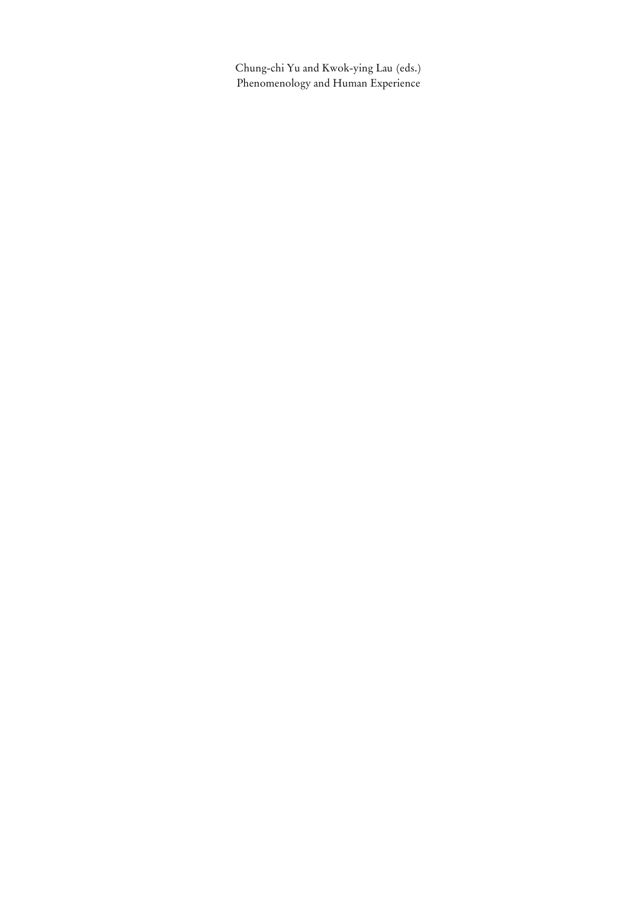Chung-chi Yu and Kwok-ying Lau (eds.)
Phenomenology and Human Experience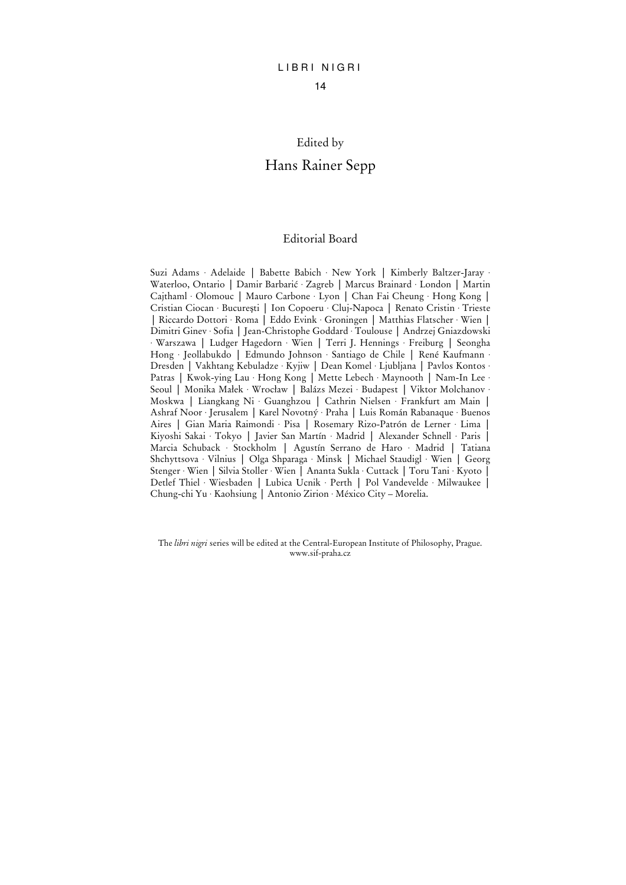LIBRI NIGRI

14

Edited by

Hans Rainer Sepp

## Editorial Board

Suzi Adams · Adelaide | Babette Babich · New York | Kimberly Baltzer-Jaray · Waterloo, Ontario | Damir Barbarić · Zagreb | Marcus Brainard · London | Martin Cajthaml · Olomouc | Mauro Carbone · Lyon | Chan Fai Cheung · Hong Kong | Cristian Ciocan · București | Ion Copoeru · Cluj-Napoca | Renato Cristin · Trieste | Riccardo Dottori · Roma | Eddo Evink · Groningen | Matthias Flatscher · Wien | Dimitri Ginev · Sofia | Jean-Christophe Goddard · Toulouse | Andrzej Gniazdowski · Warszawa | Ludger Hagedorn · Wien | Terri J. Hennings · Freiburg | Seongha Hong · Jeollabukdo | Edmundo Johnson · Santiago de Chile | René Kaufmann · Dresden | Vakhtang Kebuladze · Kyjiw | Dean Komel · Ljubljana | Pavlos Kontos · Patras | Kwok-ying Lau · Hong Kong | Mette Lebech · Maynooth | Nam-In Lee · Seoul | Monika Małek · Wrocław | Balázs Mezei · Budapest | Viktor Molchanov · Moskwa | Liangkang Ni · Guanghzou | Cathrin Nielsen · Frankfurt am Main | Ashraf Noor · Jerusalem | Karel Novotný · Praha | Luis Román Rabanaque · Buenos Aires | Gian Maria Raimondi · Pisa | Rosemary Rizo-Patrón de Lerner · Lima | Kiyoshi Sakai · Tokyo | Javier San Martín · Madrid | Alexander Schnell · Paris | Marcia Schuback · Stockholm | Agustín Serrano de Haro · Madrid | Tatiana Shchyttsova · Vilnius | Olga Shparaga · Minsk | Michael Staudigl · Wien | Georg Stenger · Wien | Silvia Stoller · Wien | Ananta Sukla · Cuttack | Toru Tani · Kyoto | Detlef Thiel · Wiesbaden | Lubica Ucnik · Perth | Pol Vandevelde · Milwaukee | Chung-chi Yu · Kaohsiung | Antonio Zirion · México City – Morelia.

The *libri nigri* series will be edited at the Central-European Institute of Philosophy, Prague.
www.sif-praha.cz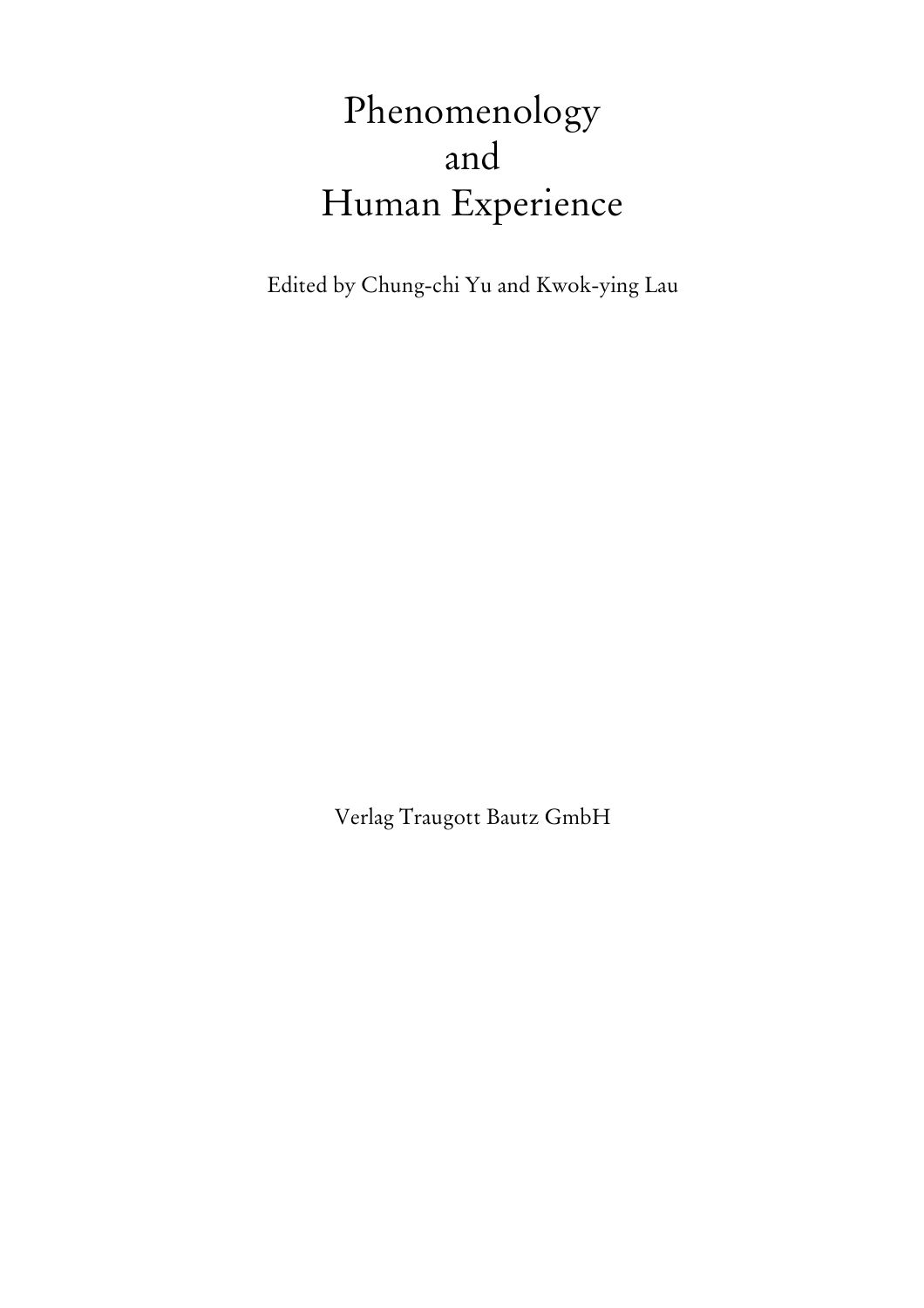# Phenomenology and Human Experience

Edited by Chung-chi Yu and Kwok-ying Lau

Verlag Traugott Bautz GmbH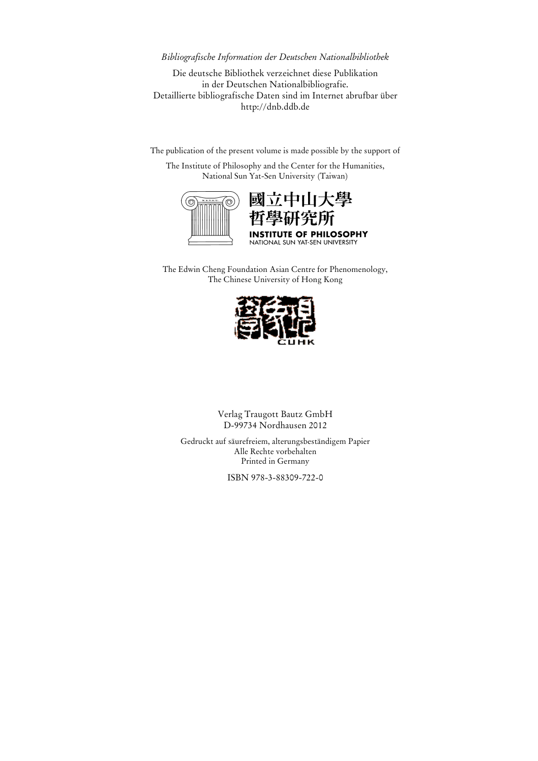*Bibliografische Information der Deutschen Nationalbibliothek*

Die deutsche Bibliothek verzeichnet diese Publikation
in der Deutschen Nationalbibliografie.
Detaillierte bibliografische Daten sind im Internet abrufbar über
http://dnb.ddb.de

The publication of the present volume is made possible by the support of

The Institute of Philosophy and the Center for the Humanities,
National Sun Yat-Sen University (Taiwan)

國立中山大學
哲學研究所
**INSTITUTE OF PHILOSOPHY**
NATIONAL SUN YAT-SEN UNIVERSITY

The Edwin Cheng Foundation Asian Centre for Phenomenology,
The Chinese University of Hong Kong

CUHK

Verlag Traugott Bautz GmbH
D-99734 Nordhausen 2012

Gedruckt auf säurefreiem, alterungsbeständigem Papier
Alle Rechte vorbehalten
Printed in Germany

ISBN 978-3-88309-722-0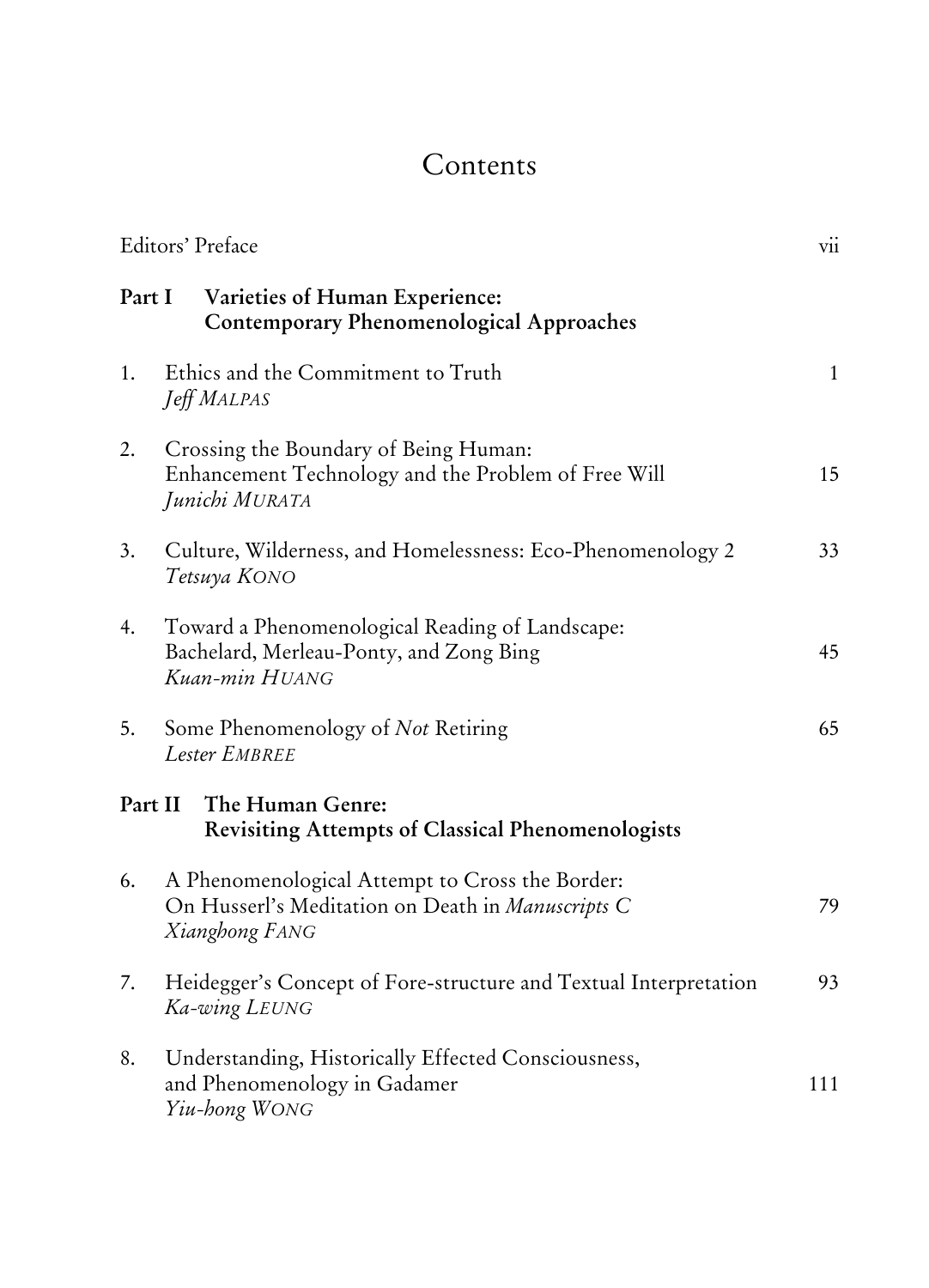# Contents

Editors' Preface vii

## Part I Varieties of Human Experience: Contemporary Phenomenological Approaches

1. Ethics and the Commitment to Truth — 1
   *Jeff MALPAS*

2. Crossing the Boundary of Being Human: Enhancement Technology and the Problem of Free Will — 15
   *Junichi MURATA*

3. Culture, Wilderness, and Homelessness: Eco-Phenomenology 2 — 33
   *Tetsuya KONO*

4. Toward a Phenomenological Reading of Landscape: Bachelard, Merleau-Ponty, and Zong Bing — 45
   *Kuan-min HUANG*

5. Some Phenomenology of *Not* Retiring — 65
   *Lester EMBREE*

## Part II The Human Genre: Revisiting Attempts of Classical Phenomenologists

6. A Phenomenological Attempt to Cross the Border: On Husserl's Meditation on Death in *Manuscripts C* — 79
   *Xianghong FANG*

7. Heidegger's Concept of Fore-structure and Textual Interpretation — 93
   *Ka-wing LEUNG*

8. Understanding, Historically Effected Consciousness, and Phenomenology in Gadamer — 111
   *Yiu-hong WONG*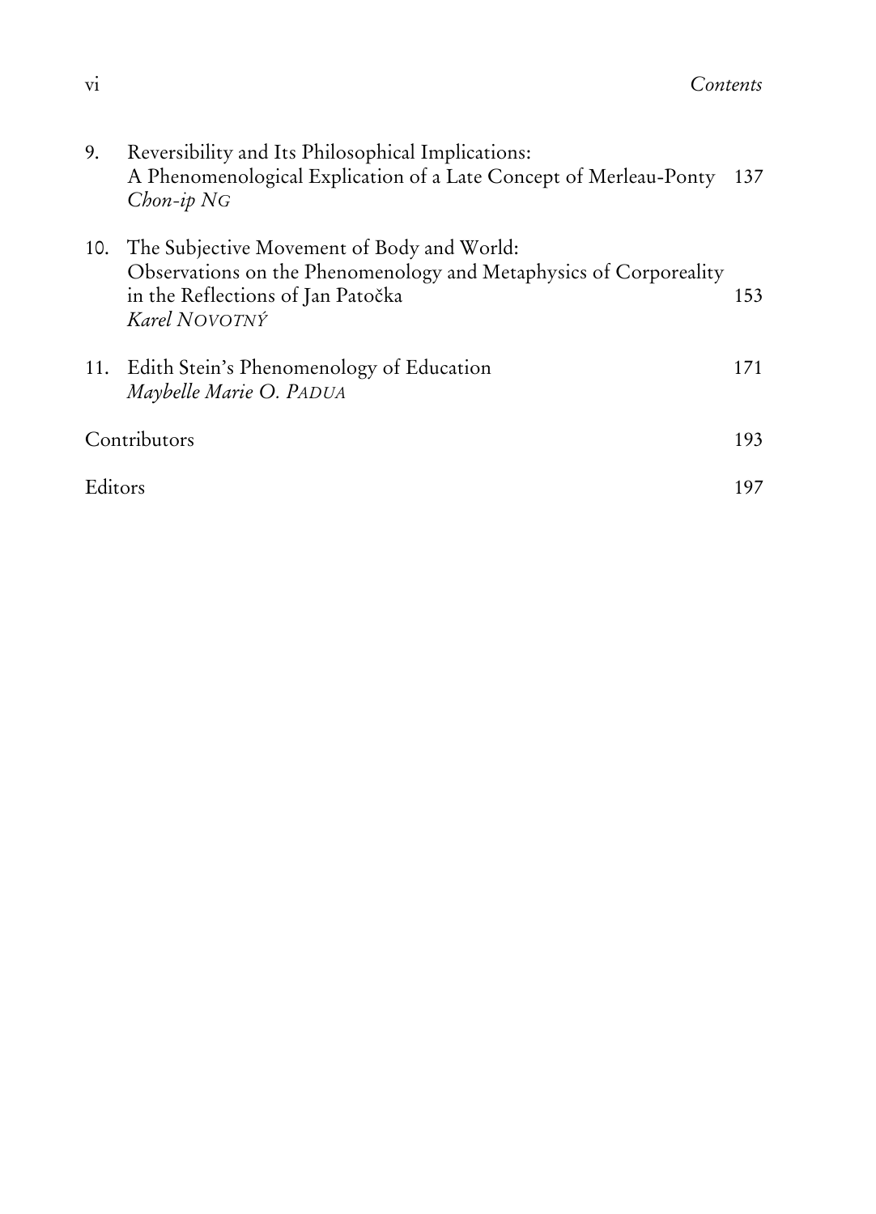9. Reversibility and Its Philosophical Implications: A Phenomenological Explication of a Late Concept of Merleau-Ponty — 137
   *Chon-ip NG*

10. The Subjective Movement of Body and World: Observations on the Phenomenology and Metaphysics of Corporeality in the Reflections of Jan Patočka — 153
    *Karel NOVOTNÝ*

11. Edith Stein's Phenomenology of Education — 171
    *Maybelle Marie O. PADUA*

Contributors — 193

Editors — 197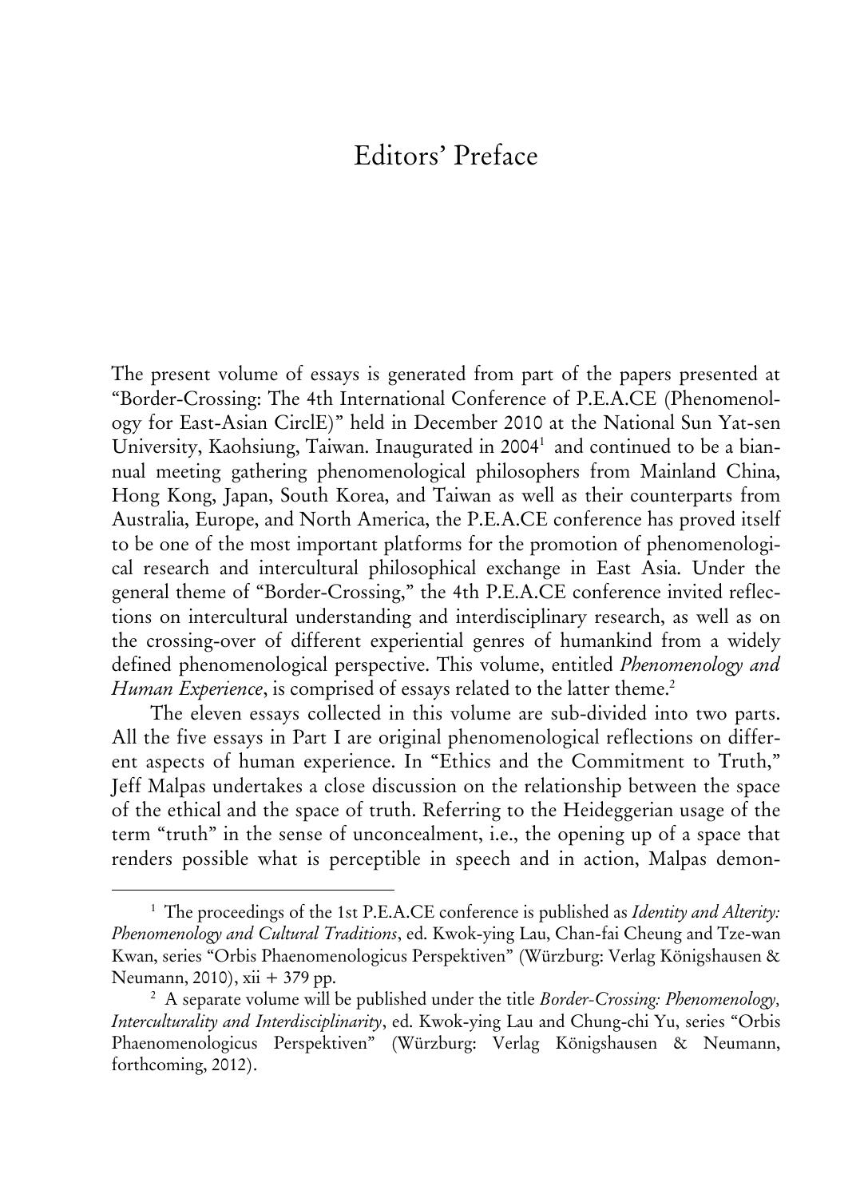# Editors' Preface

The present volume of essays is generated from part of the papers presented at "Border-Crossing: The 4th International Conference of P.E.A.CE (Phenomenology for East-Asian CirclE)" held in December 2010 at the National Sun Yat-sen University, Kaohsiung, Taiwan. Inaugurated in 2004[1] and continued to be a biannual meeting gathering phenomenological philosophers from Mainland China, Hong Kong, Japan, South Korea, and Taiwan as well as their counterparts from Australia, Europe, and North America, the P.E.A.CE conference has proved itself to be one of the most important platforms for the promotion of phenomenological research and intercultural philosophical exchange in East Asia. Under the general theme of "Border-Crossing," the 4th P.E.A.CE conference invited reflections on intercultural understanding and interdisciplinary research, as well as on the crossing-over of different experiential genres of humankind from a widely defined phenomenological perspective. This volume, entitled *Phenomenology and Human Experience*, is comprised of essays related to the latter theme.[2]

The eleven essays collected in this volume are sub-divided into two parts. All the five essays in Part I are original phenomenological reflections on different aspects of human experience. In "Ethics and the Commitment to Truth," Jeff Malpas undertakes a close discussion on the relationship between the space of the ethical and the space of truth. Referring to the Heideggerian usage of the term "truth" in the sense of unconcealment, i.e., the opening up of a space that renders possible what is perceptible in speech and in action, Malpas demon-

---

[1] The proceedings of the 1st P.E.A.CE conference is published as *Identity and Alterity: Phenomenology and Cultural Traditions*, ed. Kwok-ying Lau, Chan-fai Cheung and Tze-wan Kwan, series "Orbis Phaenomenologicus Perspektiven" (Würzburg: Verlag Königshausen & Neumann, 2010), xii + 379 pp.

[2] A separate volume will be published under the title *Border-Crossing: Phenomenology, Interculturality and Interdisciplinarity*, ed. Kwok-ying Lau and Chung-chi Yu, series "Orbis Phaenomenologicus Perspektiven" (Würzburg: Verlag Königshausen & Neumann, forthcoming, 2012).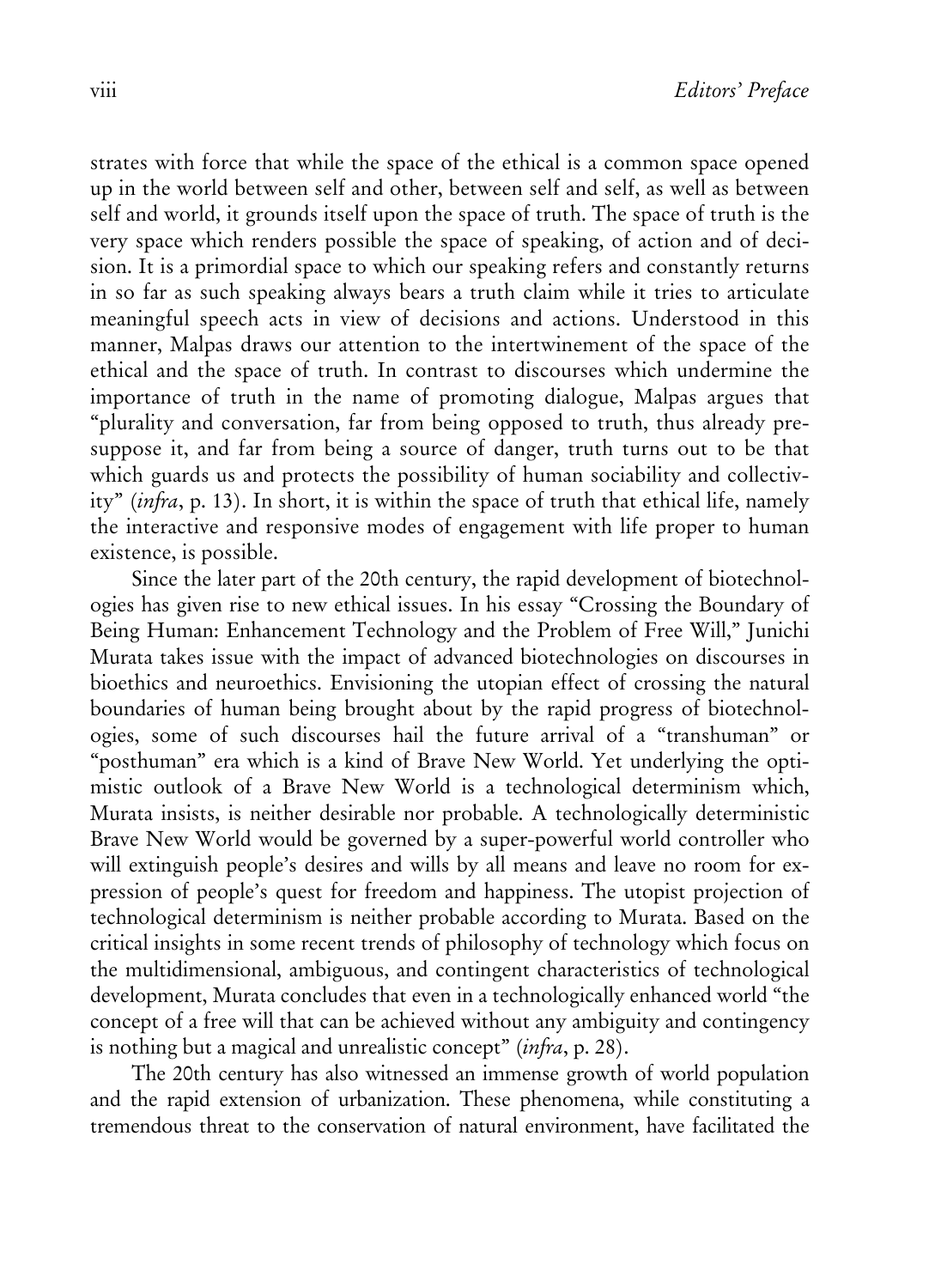strates with force that while the space of the ethical is a common space opened up in the world between self and other, between self and self, as well as between self and world, it grounds itself upon the space of truth. The space of truth is the very space which renders possible the space of speaking, of action and of decision. It is a primordial space to which our speaking refers and constantly returns in so far as such speaking always bears a truth claim while it tries to articulate meaningful speech acts in view of decisions and actions. Understood in this manner, Malpas draws our attention to the intertwinement of the space of the ethical and the space of truth. In contrast to discourses which undermine the importance of truth in the name of promoting dialogue, Malpas argues that "plurality and conversation, far from being opposed to truth, thus already presuppose it, and far from being a source of danger, truth turns out to be that which guards us and protects the possibility of human sociability and collectivity" (*infra*, p. 13). In short, it is within the space of truth that ethical life, namely the interactive and responsive modes of engagement with life proper to human existence, is possible.

Since the later part of the 20th century, the rapid development of biotechnologies has given rise to new ethical issues. In his essay "Crossing the Boundary of Being Human: Enhancement Technology and the Problem of Free Will," Junichi Murata takes issue with the impact of advanced biotechnologies on discourses in bioethics and neuroethics. Envisioning the utopian effect of crossing the natural boundaries of human being brought about by the rapid progress of biotechnologies, some of such discourses hail the future arrival of a "transhuman" or "posthuman" era which is a kind of Brave New World. Yet underlying the optimistic outlook of a Brave New World is a technological determinism which, Murata insists, is neither desirable nor probable. A technologically deterministic Brave New World would be governed by a super-powerful world controller who will extinguish people's desires and wills by all means and leave no room for expression of people's quest for freedom and happiness. The utopist projection of technological determinism is neither probable according to Murata. Based on the critical insights in some recent trends of philosophy of technology which focus on the multidimensional, ambiguous, and contingent characteristics of technological development, Murata concludes that even in a technologically enhanced world "the concept of a free will that can be achieved without any ambiguity and contingency is nothing but a magical and unrealistic concept" (*infra*, p. 28).

The 20th century has also witnessed an immense growth of world population and the rapid extension of urbanization. These phenomena, while constituting a tremendous threat to the conservation of natural environment, have facilitated the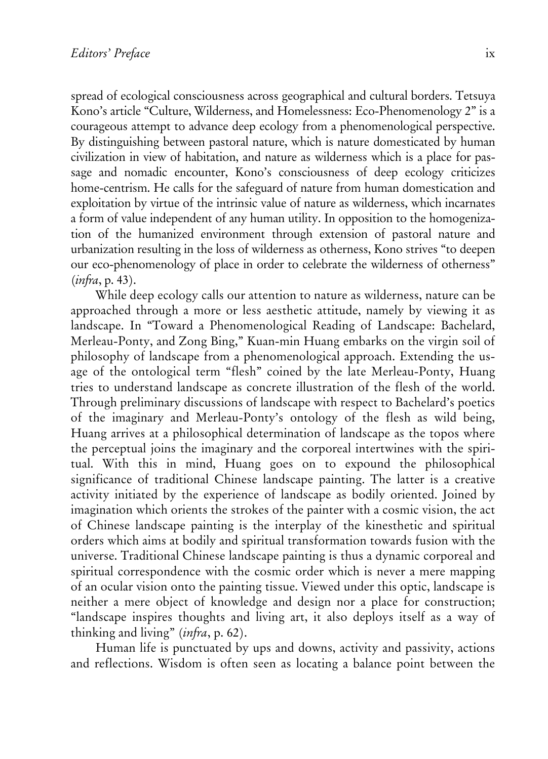spread of ecological consciousness across geographical and cultural borders. Tetsuya Kono's article "Culture, Wilderness, and Homelessness: Eco-Phenomenology 2" is a courageous attempt to advance deep ecology from a phenomenological perspective. By distinguishing between pastoral nature, which is nature domesticated by human civilization in view of habitation, and nature as wilderness which is a place for passage and nomadic encounter, Kono's consciousness of deep ecology criticizes home-centrism. He calls for the safeguard of nature from human domestication and exploitation by virtue of the intrinsic value of nature as wilderness, which incarnates a form of value independent of any human utility. In opposition to the homogenization of the humanized environment through extension of pastoral nature and urbanization resulting in the loss of wilderness as otherness, Kono strives "to deepen our eco-phenomenology of place in order to celebrate the wilderness of otherness" (*infra*, p. 43).

While deep ecology calls our attention to nature as wilderness, nature can be approached through a more or less aesthetic attitude, namely by viewing it as landscape. In "Toward a Phenomenological Reading of Landscape: Bachelard, Merleau-Ponty, and Zong Bing," Kuan-min Huang embarks on the virgin soil of philosophy of landscape from a phenomenological approach. Extending the usage of the ontological term "flesh" coined by the late Merleau-Ponty, Huang tries to understand landscape as concrete illustration of the flesh of the world. Through preliminary discussions of landscape with respect to Bachelard's poetics of the imaginary and Merleau-Ponty's ontology of the flesh as wild being, Huang arrives at a philosophical determination of landscape as the topos where the perceptual joins the imaginary and the corporeal intertwines with the spiritual. With this in mind, Huang goes on to expound the philosophical significance of traditional Chinese landscape painting. The latter is a creative activity initiated by the experience of landscape as bodily oriented. Joined by imagination which orients the strokes of the painter with a cosmic vision, the act of Chinese landscape painting is the interplay of the kinesthetic and spiritual orders which aims at bodily and spiritual transformation towards fusion with the universe. Traditional Chinese landscape painting is thus a dynamic corporeal and spiritual correspondence with the cosmic order which is never a mere mapping of an ocular vision onto the painting tissue. Viewed under this optic, landscape is neither a mere object of knowledge and design nor a place for construction; "landscape inspires thoughts and living art, it also deploys itself as a way of thinking and living" (*infra*, p. 62).

Human life is punctuated by ups and downs, activity and passivity, actions and reflections. Wisdom is often seen as locating a balance point between the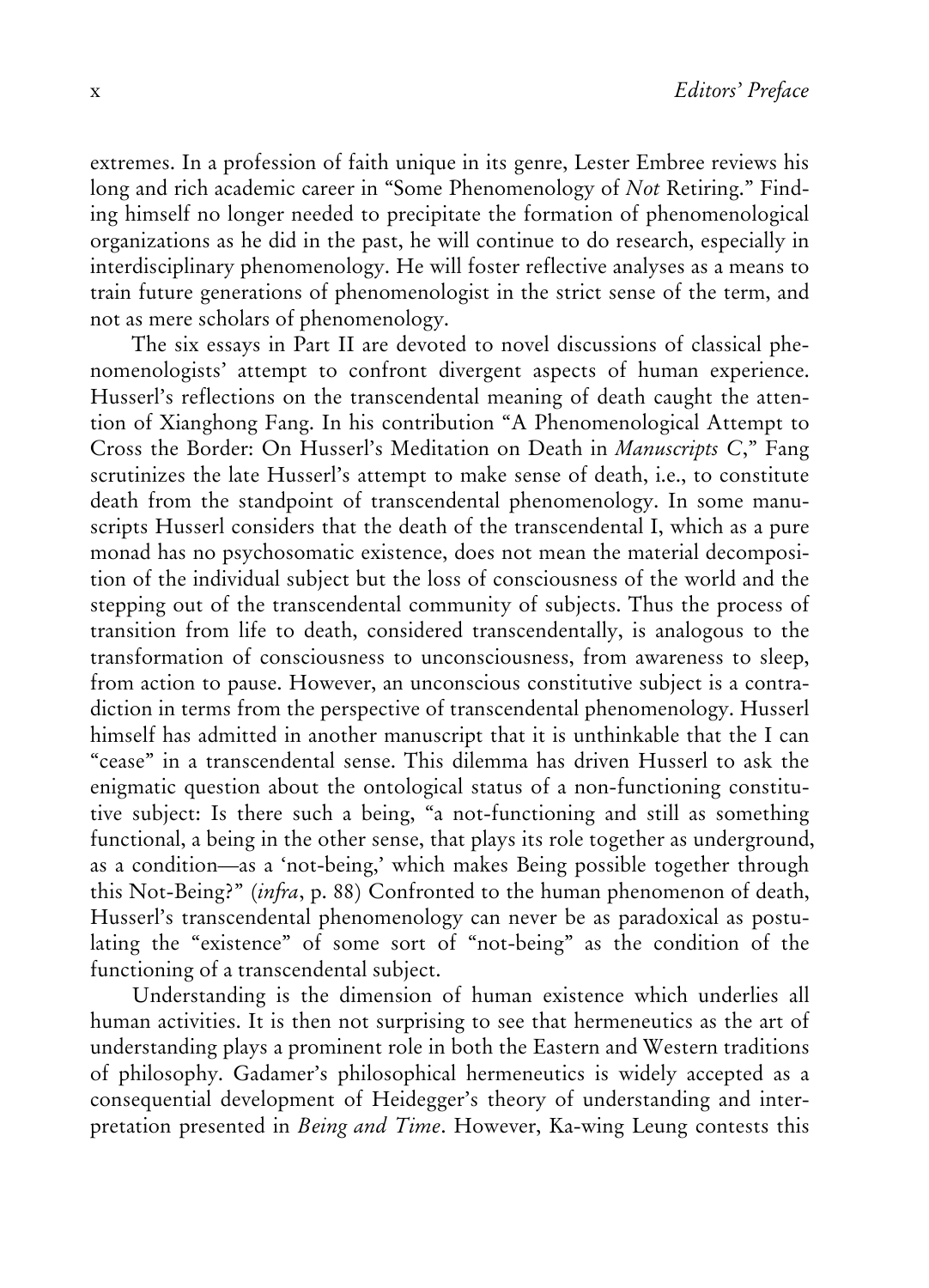extremes. In a profession of faith unique in its genre, Lester Embree reviews his long and rich academic career in "Some Phenomenology of *Not* Retiring." Finding himself no longer needed to precipitate the formation of phenomenological organizations as he did in the past, he will continue to do research, especially in interdisciplinary phenomenology. He will foster reflective analyses as a means to train future generations of phenomenologist in the strict sense of the term, and not as mere scholars of phenomenology.

The six essays in Part II are devoted to novel discussions of classical phenomenologists' attempt to confront divergent aspects of human experience. Husserl's reflections on the transcendental meaning of death caught the attention of Xianghong Fang. In his contribution "A Phenomenological Attempt to Cross the Border: On Husserl's Meditation on Death in *Manuscripts C*," Fang scrutinizes the late Husserl's attempt to make sense of death, i.e., to constitute death from the standpoint of transcendental phenomenology. In some manuscripts Husserl considers that the death of the transcendental I, which as a pure monad has no psychosomatic existence, does not mean the material decomposition of the individual subject but the loss of consciousness of the world and the stepping out of the transcendental community of subjects. Thus the process of transition from life to death, considered transcendentally, is analogous to the transformation of consciousness to unconsciousness, from awareness to sleep, from action to pause. However, an unconscious constitutive subject is a contradiction in terms from the perspective of transcendental phenomenology. Husserl himself has admitted in another manuscript that it is unthinkable that the I can "cease" in a transcendental sense. This dilemma has driven Husserl to ask the enigmatic question about the ontological status of a non-functioning constitutive subject: Is there such a being, "a not-functioning and still as something functional, a being in the other sense, that plays its role together as underground, as a condition—as a 'not-being,' which makes Being possible together through this Not-Being?" (*infra*, p. 88) Confronted to the human phenomenon of death, Husserl's transcendental phenomenology can never be as paradoxical as postulating the "existence" of some sort of "not-being" as the condition of the functioning of a transcendental subject.

Understanding is the dimension of human existence which underlies all human activities. It is then not surprising to see that hermeneutics as the art of understanding plays a prominent role in both the Eastern and Western traditions of philosophy. Gadamer's philosophical hermeneutics is widely accepted as a consequential development of Heidegger's theory of understanding and interpretation presented in *Being and Time*. However, Ka-wing Leung contests this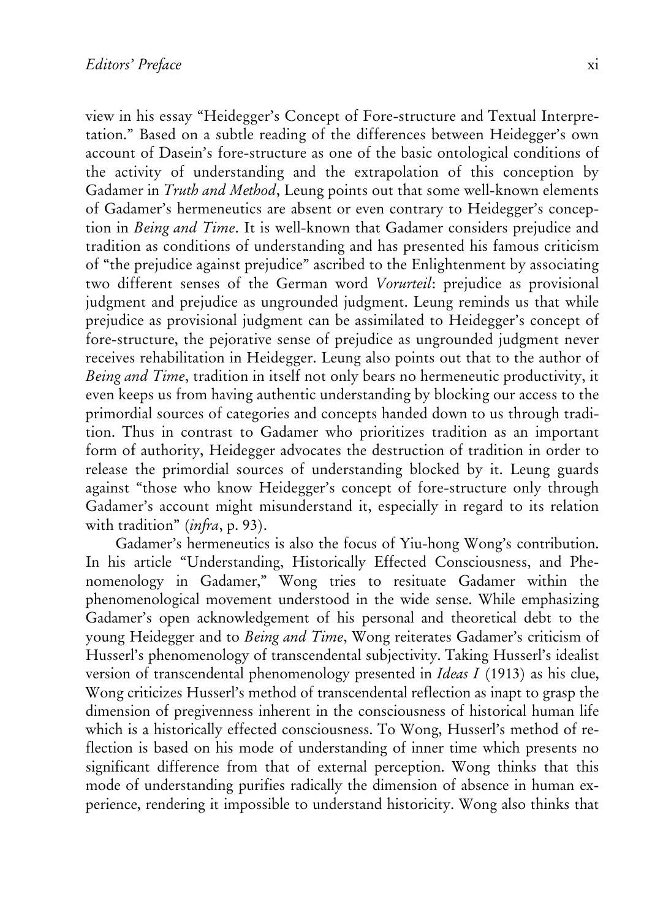view in his essay "Heidegger's Concept of Fore-structure and Textual Interpretation." Based on a subtle reading of the differences between Heidegger's own account of Dasein's fore-structure as one of the basic ontological conditions of the activity of understanding and the extrapolation of this conception by Gadamer in *Truth and Method*, Leung points out that some well-known elements of Gadamer's hermeneutics are absent or even contrary to Heidegger's conception in *Being and Time*. It is well-known that Gadamer considers prejudice and tradition as conditions of understanding and has presented his famous criticism of "the prejudice against prejudice" ascribed to the Enlightenment by associating two different senses of the German word *Vorurteil*: prejudice as provisional judgment and prejudice as ungrounded judgment. Leung reminds us that while prejudice as provisional judgment can be assimilated to Heidegger's concept of fore-structure, the pejorative sense of prejudice as ungrounded judgment never receives rehabilitation in Heidegger. Leung also points out that to the author of *Being and Time*, tradition in itself not only bears no hermeneutic productivity, it even keeps us from having authentic understanding by blocking our access to the primordial sources of categories and concepts handed down to us through tradition. Thus in contrast to Gadamer who prioritizes tradition as an important form of authority, Heidegger advocates the destruction of tradition in order to release the primordial sources of understanding blocked by it. Leung guards against "those who know Heidegger's concept of fore-structure only through Gadamer's account might misunderstand it, especially in regard to its relation with tradition" (*infra*, p. 93).

Gadamer's hermeneutics is also the focus of Yiu-hong Wong's contribution. In his article "Understanding, Historically Effected Consciousness, and Phenomenology in Gadamer," Wong tries to resituate Gadamer within the phenomenological movement understood in the wide sense. While emphasizing Gadamer's open acknowledgement of his personal and theoretical debt to the young Heidegger and to *Being and Time*, Wong reiterates Gadamer's criticism of Husserl's phenomenology of transcendental subjectivity. Taking Husserl's idealist version of transcendental phenomenology presented in *Ideas I* (1913) as his clue, Wong criticizes Husserl's method of transcendental reflection as inapt to grasp the dimension of pregivenness inherent in the consciousness of historical human life which is a historically effected consciousness. To Wong, Husserl's method of reflection is based on his mode of understanding of inner time which presents no significant difference from that of external perception. Wong thinks that this mode of understanding purifies radically the dimension of absence in human experience, rendering it impossible to understand historicity. Wong also thinks that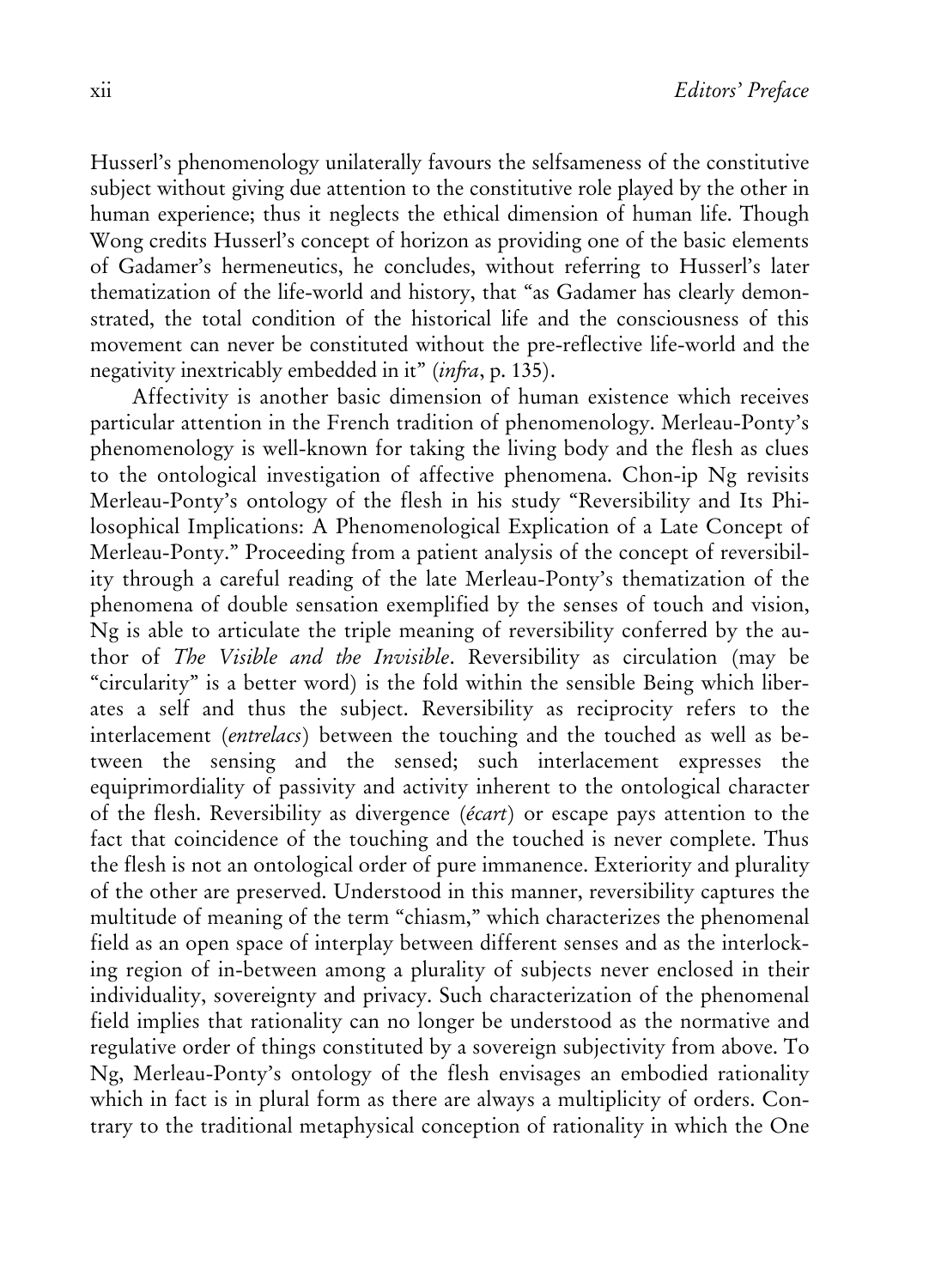Husserl's phenomenology unilaterally favours the selfsameness of the constitutive subject without giving due attention to the constitutive role played by the other in human experience; thus it neglects the ethical dimension of human life. Though Wong credits Husserl's concept of horizon as providing one of the basic elements of Gadamer's hermeneutics, he concludes, without referring to Husserl's later thematization of the life-world and history, that "as Gadamer has clearly demonstrated, the total condition of the historical life and the consciousness of this movement can never be constituted without the pre-reflective life-world and the negativity inextricably embedded in it" (*infra*, p. 135).

Affectivity is another basic dimension of human existence which receives particular attention in the French tradition of phenomenology. Merleau-Ponty's phenomenology is well-known for taking the living body and the flesh as clues to the ontological investigation of affective phenomena. Chon-ip Ng revisits Merleau-Ponty's ontology of the flesh in his study "Reversibility and Its Philosophical Implications: A Phenomenological Explication of a Late Concept of Merleau-Ponty." Proceeding from a patient analysis of the concept of reversibility through a careful reading of the late Merleau-Ponty's thematization of the phenomena of double sensation exemplified by the senses of touch and vision, Ng is able to articulate the triple meaning of reversibility conferred by the author of *The Visible and the Invisible*. Reversibility as circulation (may be "circularity" is a better word) is the fold within the sensible Being which liberates a self and thus the subject. Reversibility as reciprocity refers to the interlacement (*entrelacs*) between the touching and the touched as well as between the sensing and the sensed; such interlacement expresses the equiprimordiality of passivity and activity inherent to the ontological character of the flesh. Reversibility as divergence (*écart*) or escape pays attention to the fact that coincidence of the touching and the touched is never complete. Thus the flesh is not an ontological order of pure immanence. Exteriority and plurality of the other are preserved. Understood in this manner, reversibility captures the multitude of meaning of the term "chiasm," which characterizes the phenomenal field as an open space of interplay between different senses and as the interlocking region of in-between among a plurality of subjects never enclosed in their individuality, sovereignty and privacy. Such characterization of the phenomenal field implies that rationality can no longer be understood as the normative and regulative order of things constituted by a sovereign subjectivity from above. To Ng, Merleau-Ponty's ontology of the flesh envisages an embodied rationality which in fact is in plural form as there are always a multiplicity of orders. Contrary to the traditional metaphysical conception of rationality in which the One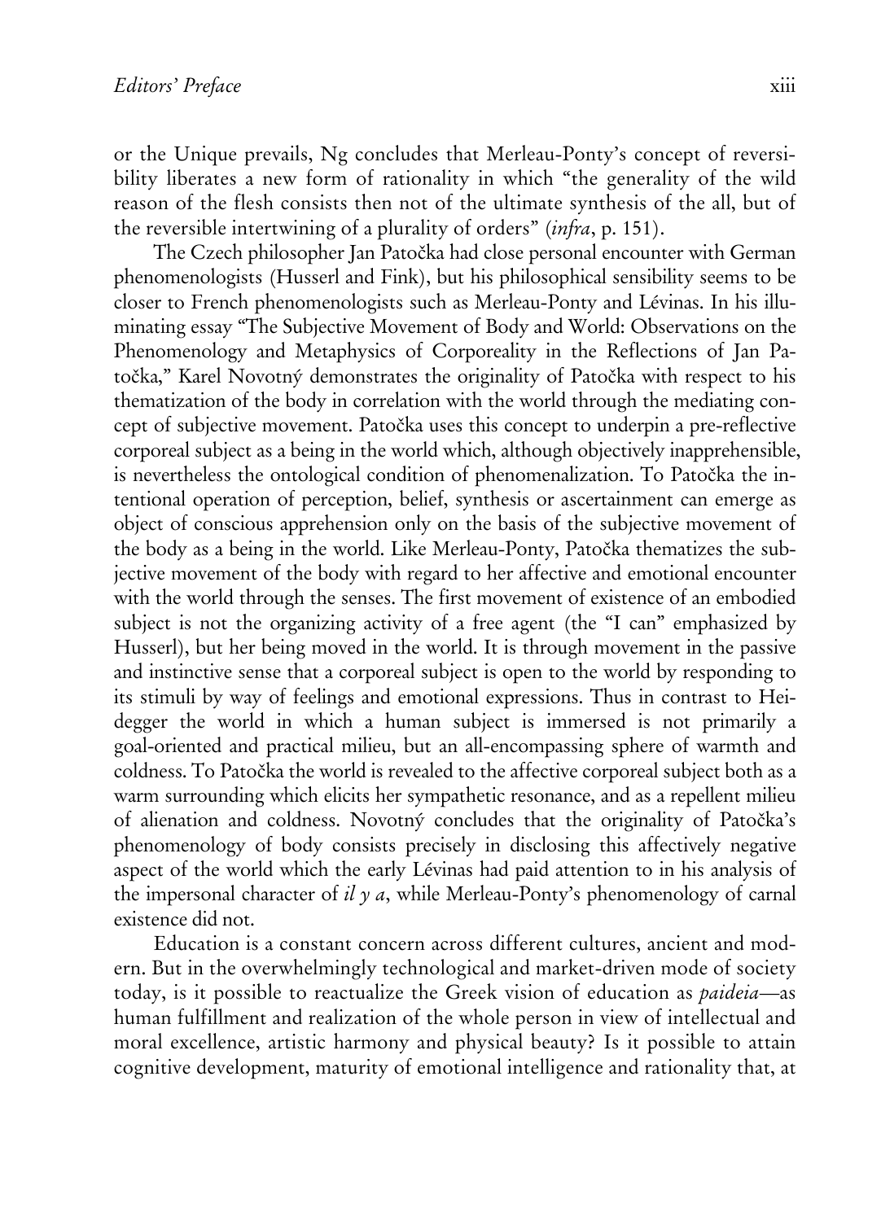or the Unique prevails, Ng concludes that Merleau-Ponty's concept of reversibility liberates a new form of rationality in which "the generality of the wild reason of the flesh consists then not of the ultimate synthesis of the all, but of the reversible intertwining of a plurality of orders" (*infra*, p. 151).

The Czech philosopher Jan Patočka had close personal encounter with German phenomenologists (Husserl and Fink), but his philosophical sensibility seems to be closer to French phenomenologists such as Merleau-Ponty and Lévinas. In his illuminating essay "The Subjective Movement of Body and World: Observations on the Phenomenology and Metaphysics of Corporeality in the Reflections of Jan Patočka," Karel Novotný demonstrates the originality of Patočka with respect to his thematization of the body in correlation with the world through the mediating concept of subjective movement. Patočka uses this concept to underpin a pre-reflective corporeal subject as a being in the world which, although objectively inapprehensible, is nevertheless the ontological condition of phenomenalization. To Patočka the intentional operation of perception, belief, synthesis or ascertainment can emerge as object of conscious apprehension only on the basis of the subjective movement of the body as a being in the world. Like Merleau-Ponty, Patočka thematizes the subjective movement of the body with regard to her affective and emotional encounter with the world through the senses. The first movement of existence of an embodied subject is not the organizing activity of a free agent (the "I can" emphasized by Husserl), but her being moved in the world. It is through movement in the passive and instinctive sense that a corporeal subject is open to the world by responding to its stimuli by way of feelings and emotional expressions. Thus in contrast to Heidegger the world in which a human subject is immersed is not primarily a goal-oriented and practical milieu, but an all-encompassing sphere of warmth and coldness. To Patočka the world is revealed to the affective corporeal subject both as a warm surrounding which elicits her sympathetic resonance, and as a repellent milieu of alienation and coldness. Novotný concludes that the originality of Patočka's phenomenology of body consists precisely in disclosing this affectively negative aspect of the world which the early Lévinas had paid attention to in his analysis of the impersonal character of *il y a*, while Merleau-Ponty's phenomenology of carnal existence did not.

Education is a constant concern across different cultures, ancient and modern. But in the overwhelmingly technological and market-driven mode of society today, is it possible to reactualize the Greek vision of education as *paideia*—as human fulfillment and realization of the whole person in view of intellectual and moral excellence, artistic harmony and physical beauty? Is it possible to attain cognitive development, maturity of emotional intelligence and rationality that, at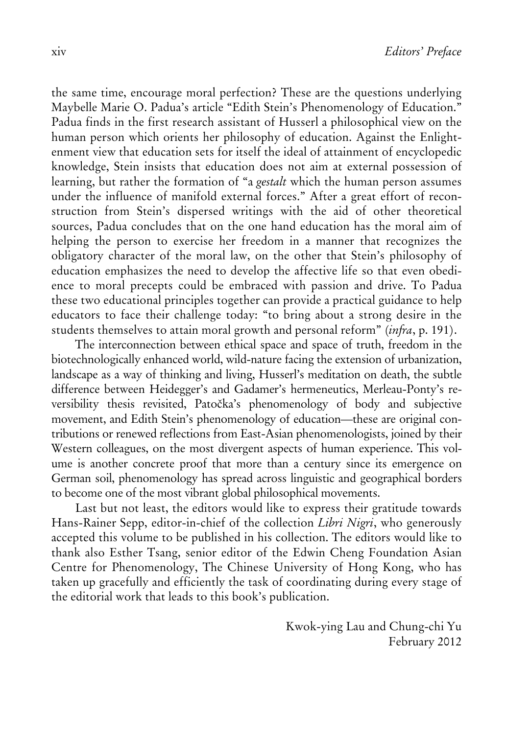the same time, encourage moral perfection? These are the questions underlying Maybelle Marie O. Padua's article "Edith Stein's Phenomenology of Education." Padua finds in the first research assistant of Husserl a philosophical view on the human person which orients her philosophy of education. Against the Enlightenment view that education sets for itself the ideal of attainment of encyclopedic knowledge, Stein insists that education does not aim at external possession of learning, but rather the formation of "a *gestalt* which the human person assumes under the influence of manifold external forces." After a great effort of reconstruction from Stein's dispersed writings with the aid of other theoretical sources, Padua concludes that on the one hand education has the moral aim of helping the person to exercise her freedom in a manner that recognizes the obligatory character of the moral law, on the other that Stein's philosophy of education emphasizes the need to develop the affective life so that even obedience to moral precepts could be embraced with passion and drive. To Padua these two educational principles together can provide a practical guidance to help educators to face their challenge today: "to bring about a strong desire in the students themselves to attain moral growth and personal reform" (*infra*, p. 191).

The interconnection between ethical space and space of truth, freedom in the biotechnologically enhanced world, wild-nature facing the extension of urbanization, landscape as a way of thinking and living, Husserl's meditation on death, the subtle difference between Heidegger's and Gadamer's hermeneutics, Merleau-Ponty's reversibility thesis revisited, Patočka's phenomenology of body and subjective movement, and Edith Stein's phenomenology of education—these are original contributions or renewed reflections from East-Asian phenomenologists, joined by their Western colleagues, on the most divergent aspects of human experience. This volume is another concrete proof that more than a century since its emergence on German soil, phenomenology has spread across linguistic and geographical borders to become one of the most vibrant global philosophical movements.

Last but not least, the editors would like to express their gratitude towards Hans-Rainer Sepp, editor-in-chief of the collection *Libri Nigri*, who generously accepted this volume to be published in his collection. The editors would like to thank also Esther Tsang, senior editor of the Edwin Cheng Foundation Asian Centre for Phenomenology, The Chinese University of Hong Kong, who has taken up gracefully and efficiently the task of coordinating during every stage of the editorial work that leads to this book's publication.

Kwok-ying Lau and Chung-chi Yu
February 2012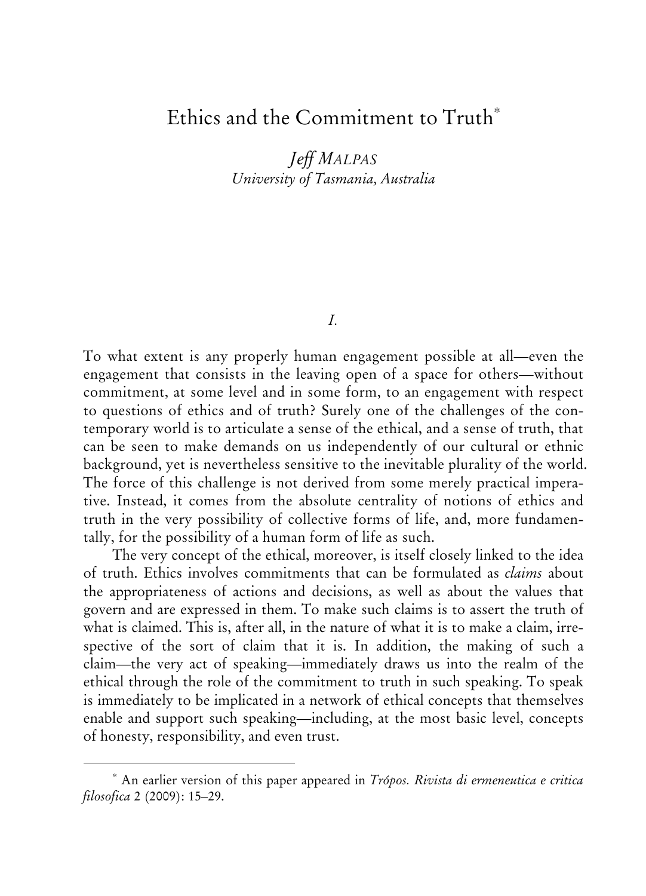# Ethics and the Commitment to Truth[*]

*Jeff MALPAS*
*University of Tasmania, Australia*

*I.*

To what extent is any properly human engagement possible at all—even the engagement that consists in the leaving open of a space for others—without commitment, at some level and in some form, to an engagement with respect to questions of ethics and of truth? Surely one of the challenges of the contemporary world is to articulate a sense of the ethical, and a sense of truth, that can be seen to make demands on us independently of our cultural or ethnic background, yet is nevertheless sensitive to the inevitable plurality of the world. The force of this challenge is not derived from some merely practical imperative. Instead, it comes from the absolute centrality of notions of ethics and truth in the very possibility of collective forms of life, and, more fundamentally, for the possibility of a human form of life as such.

The very concept of the ethical, moreover, is itself closely linked to the idea of truth. Ethics involves commitments that can be formulated as *claims* about the appropriateness of actions and decisions, as well as about the values that govern and are expressed in them. To make such claims is to assert the truth of what is claimed. This is, after all, in the nature of what it is to make a claim, irrespective of the sort of claim that it is. In addition, the making of such a claim—the very act of speaking—immediately draws us into the realm of the ethical through the role of the commitment to truth in such speaking. To speak is immediately to be implicated in a network of ethical concepts that themselves enable and support such speaking—including, at the most basic level, concepts of honesty, responsibility, and even trust.

---

[*] An earlier version of this paper appeared in *Trópos. Rivista di ermeneutica e critica filosofica* 2 (2009): 15–29.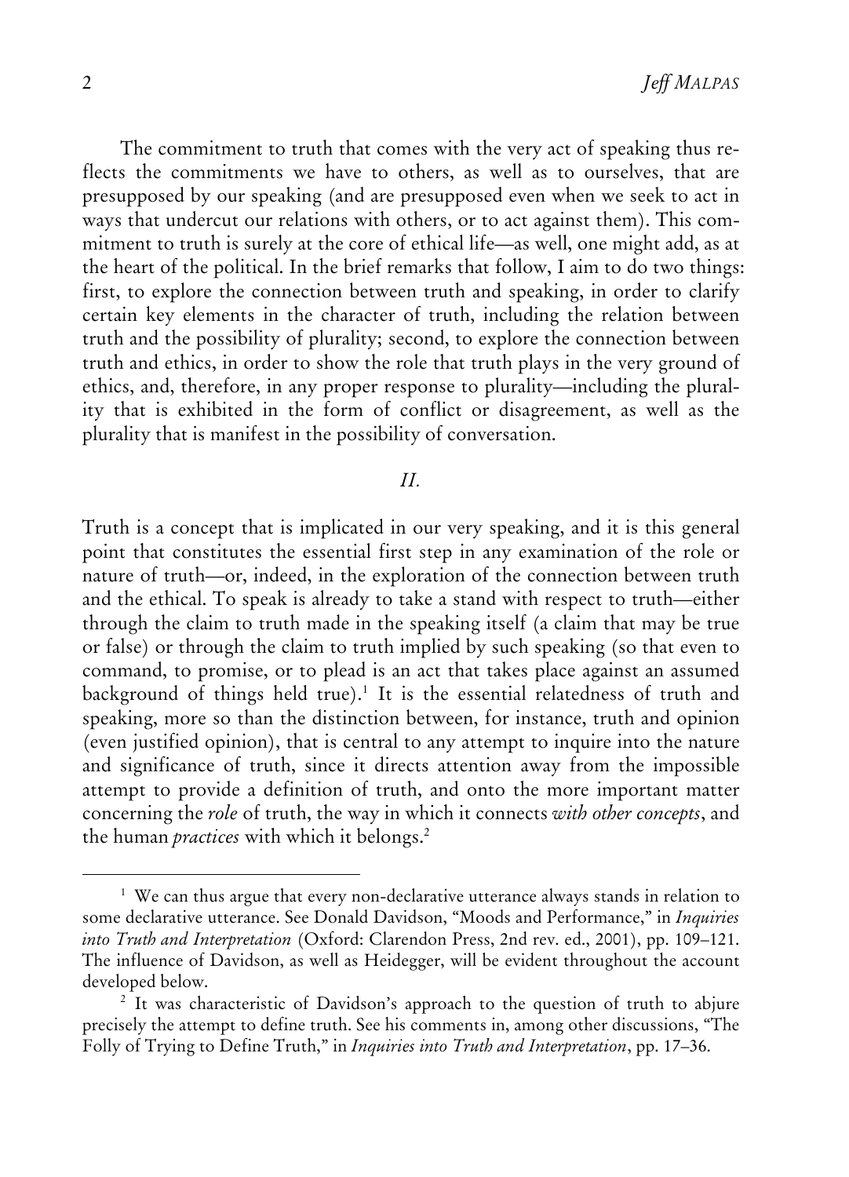The commitment to truth that comes with the very act of speaking thus reflects the commitments we have to others, as well as to ourselves, that are presupposed by our speaking (and are presupposed even when we seek to act in ways that undercut our relations with others, or to act against them). This commitment to truth is surely at the core of ethical life—as well, one might add, as at the heart of the political. In the brief remarks that follow, I aim to do two things: first, to explore the connection between truth and speaking, in order to clarify certain key elements in the character of truth, including the relation between truth and the possibility of plurality; second, to explore the connection between truth and ethics, in order to show the role that truth plays in the very ground of ethics, and, therefore, in any proper response to plurality—including the plurality that is exhibited in the form of conflict or disagreement, as well as the plurality that is manifest in the possibility of conversation.

## *II.*

Truth is a concept that is implicated in our very speaking, and it is this general point that constitutes the essential first step in any examination of the role or nature of truth—or, indeed, in the exploration of the connection between truth and the ethical. To speak is already to take a stand with respect to truth—either through the claim to truth made in the speaking itself (a claim that may be true or false) or through the claim to truth implied by such speaking (so that even to command, to promise, or to plead is an act that takes place against an assumed background of things held true).[1] It is the essential relatedness of truth and speaking, more so than the distinction between, for instance, truth and opinion (even justified opinion), that is central to any attempt to inquire into the nature and significance of truth, since it directs attention away from the impossible attempt to provide a definition of truth, and onto the more important matter concerning the *role* of truth, the way in which it connects *with other concepts*, and the human *practices* with which it belongs.[2]

---

[1] We can thus argue that every non-declarative utterance always stands in relation to some declarative utterance. See Donald Davidson, "Moods and Performance," in *Inquiries into Truth and Interpretation* (Oxford: Clarendon Press, 2nd rev. ed., 2001), pp. 109–121. The influence of Davidson, as well as Heidegger, will be evident throughout the account developed below.

[2] It was characteristic of Davidson's approach to the question of truth to abjure precisely the attempt to define truth. See his comments in, among other discussions, "The Folly of Trying to Define Truth," in *Inquiries into Truth and Interpretation*, pp. 17–36.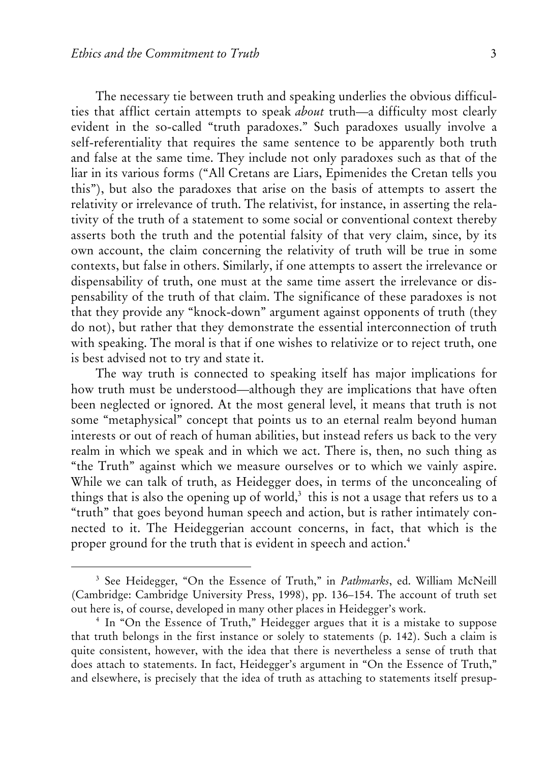The necessary tie between truth and speaking underlies the obvious difficulties that afflict certain attempts to speak *about* truth—a difficulty most clearly evident in the so-called "truth paradoxes." Such paradoxes usually involve a self-referentiality that requires the same sentence to be apparently both truth and false at the same time. They include not only paradoxes such as that of the liar in its various forms ("All Cretans are Liars, Epimenides the Cretan tells you this"), but also the paradoxes that arise on the basis of attempts to assert the relativity or irrelevance of truth. The relativist, for instance, in asserting the relativity of the truth of a statement to some social or conventional context thereby asserts both the truth and the potential falsity of that very claim, since, by its own account, the claim concerning the relativity of truth will be true in some contexts, but false in others. Similarly, if one attempts to assert the irrelevance or dispensability of truth, one must at the same time assert the irrelevance or dispensability of the truth of that claim. The significance of these paradoxes is not that they provide any "knock-down" argument against opponents of truth (they do not), but rather that they demonstrate the essential interconnection of truth with speaking. The moral is that if one wishes to relativize or to reject truth, one is best advised not to try and state it.

The way truth is connected to speaking itself has major implications for how truth must be understood—although they are implications that have often been neglected or ignored. At the most general level, it means that truth is not some "metaphysical" concept that points us to an eternal realm beyond human interests or out of reach of human abilities, but instead refers us back to the very realm in which we speak and in which we act. There is, then, no such thing as "the Truth" against which we measure ourselves or to which we vainly aspire. While we can talk of truth, as Heidegger does, in terms of the unconcealing of things that is also the opening up of world,[3] this is not a usage that refers us to a "truth" that goes beyond human speech and action, but is rather intimately connected to it. The Heideggerian account concerns, in fact, that which is the proper ground for the truth that is evident in speech and action.[4]

---

[3] See Heidegger, "On the Essence of Truth," in *Pathmarks*, ed. William McNeill (Cambridge: Cambridge University Press, 1998), pp. 136–154. The account of truth set out here is, of course, developed in many other places in Heidegger's work.

[4] In "On the Essence of Truth," Heidegger argues that it is a mistake to suppose that truth belongs in the first instance or solely to statements (p. 142). Such a claim is quite consistent, however, with the idea that there is nevertheless a sense of truth that does attach to statements. In fact, Heidegger's argument in "On the Essence of Truth," and elsewhere, is precisely that the idea of truth as attaching to statements itself presup-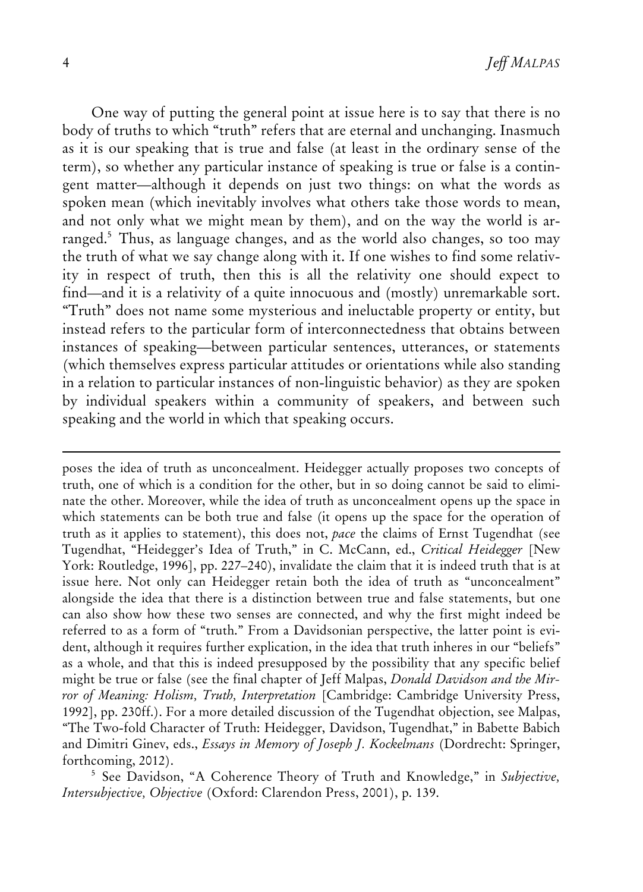One way of putting the general point at issue here is to say that there is no body of truths to which "truth" refers that are eternal and unchanging. Inasmuch as it is our speaking that is true and false (at least in the ordinary sense of the term), so whether any particular instance of speaking is true or false is a contingent matter—although it depends on just two things: on what the words as spoken mean (which inevitably involves what others take those words to mean, and not only what we might mean by them), and on the way the world is arranged.[5] Thus, as language changes, and as the world also changes, so too may the truth of what we say change along with it. If one wishes to find some relativity in respect of truth, then this is all the relativity one should expect to find—and it is a relativity of a quite innocuous and (mostly) unremarkable sort. "Truth" does not name some mysterious and ineluctable property or entity, but instead refers to the particular form of interconnectedness that obtains between instances of speaking—between particular sentences, utterances, or statements (which themselves express particular attitudes or orientations while also standing in a relation to particular instances of non-linguistic behavior) as they are spoken by individual speakers within a community of speakers, and between such speaking and the world in which that speaking occurs.

---

poses the idea of truth as unconcealment. Heidegger actually proposes two concepts of truth, one of which is a condition for the other, but in so doing cannot be said to eliminate the other. Moreover, while the idea of truth as unconcealment opens up the space in which statements can be both true and false (it opens up the space for the operation of truth as it applies to statement), this does not, *pace* the claims of Ernst Tugendhat (see Tugendhat, "Heidegger's Idea of Truth," in C. McCann, ed., *Critical Heidegger* [New York: Routledge, 1996], pp. 227–240), invalidate the claim that it is indeed truth that is at issue here. Not only can Heidegger retain both the idea of truth as "unconcealment" alongside the idea that there is a distinction between true and false statements, but one can also show how these two senses are connected, and why the first might indeed be referred to as a form of "truth." From a Davidsonian perspective, the latter point is evident, although it requires further explication, in the idea that truth inheres in our "beliefs" as a whole, and that this is indeed presupposed by the possibility that any specific belief might be true or false (see the final chapter of Jeff Malpas, *Donald Davidson and the Mirror of Meaning: Holism, Truth, Interpretation* [Cambridge: Cambridge University Press, 1992], pp. 230ff.). For a more detailed discussion of the Tugendhat objection, see Malpas, "The Two-fold Character of Truth: Heidegger, Davidson, Tugendhat," in Babette Babich and Dimitri Ginev, eds., *Essays in Memory of Joseph J. Kockelmans* (Dordrecht: Springer, forthcoming, 2012).

[5] See Davidson, "A Coherence Theory of Truth and Knowledge," in *Subjective, Intersubjective, Objective* (Oxford: Clarendon Press, 2001), p. 139.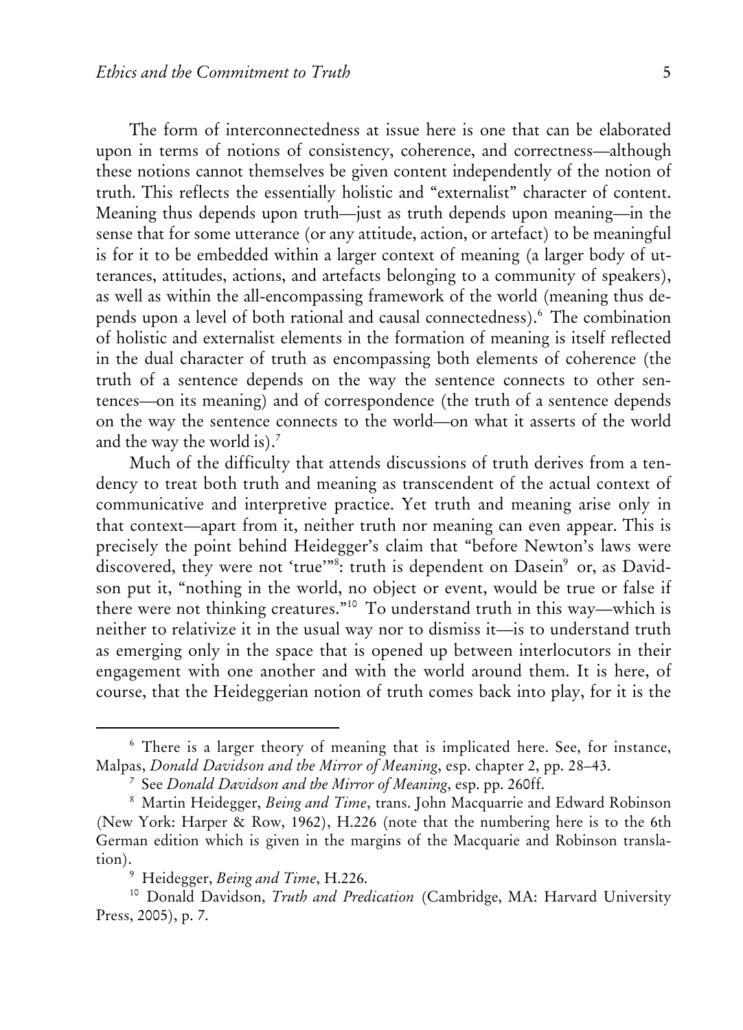The form of interconnectedness at issue here is one that can be elaborated upon in terms of notions of consistency, coherence, and correctness—although these notions cannot themselves be given content independently of the notion of truth. This reflects the essentially holistic and "externalist" character of content. Meaning thus depends upon truth—just as truth depends upon meaning—in the sense that for some utterance (or any attitude, action, or artefact) to be meaningful is for it to be embedded within a larger context of meaning (a larger body of utterances, attitudes, actions, and artefacts belonging to a community of speakers), as well as within the all-encompassing framework of the world (meaning thus depends upon a level of both rational and causal connectedness).[6] The combination of holistic and externalist elements in the formation of meaning is itself reflected in the dual character of truth as encompassing both elements of coherence (the truth of a sentence depends on the way the sentence connects to other sentences—on its meaning) and of correspondence (the truth of a sentence depends on the way the sentence connects to the world—on what it asserts of the world and the way the world is).[7]

Much of the difficulty that attends discussions of truth derives from a tendency to treat both truth and meaning as transcendent of the actual context of communicative and interpretive practice. Yet truth and meaning arise only in that context—apart from it, neither truth nor meaning can even appear. This is precisely the point behind Heidegger's claim that "before Newton's laws were discovered, they were not 'true'"[8]: truth is dependent on Dasein[9] or, as Davidson put it, "nothing in the world, no object or event, would be true or false if there were not thinking creatures."[10] To understand truth in this way—which is neither to relativize it in the usual way nor to dismiss it—is to understand truth as emerging only in the space that is opened up between interlocutors in their engagement with one another and with the world around them. It is here, of course, that the Heideggerian notion of truth comes back into play, for it is the

---

[6] There is a larger theory of meaning that is implicated here. See, for instance, Malpas, *Donald Davidson and the Mirror of Meaning*, esp. chapter 2, pp. 28–43.

[7] See *Donald Davidson and the Mirror of Meaning*, esp. pp. 260ff.

[8] Martin Heidegger, *Being and Time*, trans. John Macquarrie and Edward Robinson (New York: Harper & Row, 1962), H.226 (note that the numbering here is to the 6th German edition which is given in the margins of the Macquarie and Robinson translation).

[9] Heidegger, *Being and Time*, H.226.

[10] Donald Davidson, *Truth and Predication* (Cambridge, MA: Harvard University Press, 2005), p. 7.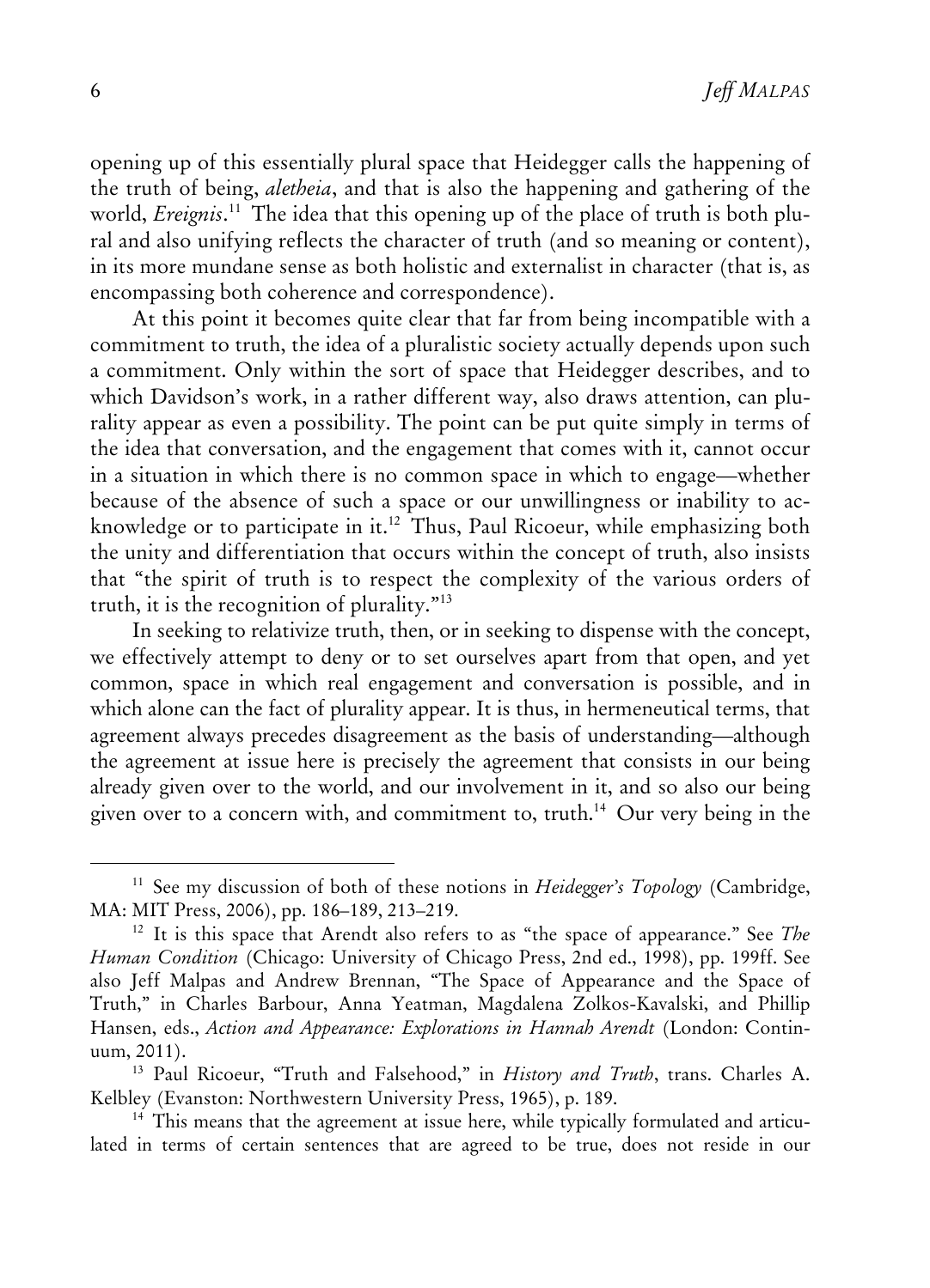opening up of this essentially plural space that Heidegger calls the happening of the truth of being, *aletheia*, and that is also the happening and gathering of the world, *Ereignis*.[11] The idea that this opening up of the place of truth is both plural and also unifying reflects the character of truth (and so meaning or content), in its more mundane sense as both holistic and externalist in character (that is, as encompassing both coherence and correspondence).

At this point it becomes quite clear that far from being incompatible with a commitment to truth, the idea of a pluralistic society actually depends upon such a commitment. Only within the sort of space that Heidegger describes, and to which Davidson's work, in a rather different way, also draws attention, can plurality appear as even a possibility. The point can be put quite simply in terms of the idea that conversation, and the engagement that comes with it, cannot occur in a situation in which there is no common space in which to engage—whether because of the absence of such a space or our unwillingness or inability to acknowledge or to participate in it.[12] Thus, Paul Ricoeur, while emphasizing both the unity and differentiation that occurs within the concept of truth, also insists that "the spirit of truth is to respect the complexity of the various orders of truth, it is the recognition of plurality."[13]

In seeking to relativize truth, then, or in seeking to dispense with the concept, we effectively attempt to deny or to set ourselves apart from that open, and yet common, space in which real engagement and conversation is possible, and in which alone can the fact of plurality appear. It is thus, in hermeneutical terms, that agreement always precedes disagreement as the basis of understanding—although the agreement at issue here is precisely the agreement that consists in our being already given over to the world, and our involvement in it, and so also our being given over to a concern with, and commitment to, truth.[14] Our very being in the

---

[11] See my discussion of both of these notions in *Heidegger's Topology* (Cambridge, MA: MIT Press, 2006), pp. 186–189, 213–219.

[12] It is this space that Arendt also refers to as "the space of appearance." See *The Human Condition* (Chicago: University of Chicago Press, 2nd ed., 1998), pp. 199ff. See also Jeff Malpas and Andrew Brennan, "The Space of Appearance and the Space of Truth," in Charles Barbour, Anna Yeatman, Magdalena Zolkos-Kavalski, and Phillip Hansen, eds., *Action and Appearance: Explorations in Hannah Arendt* (London: Continuum, 2011).

[13] Paul Ricoeur, "Truth and Falsehood," in *History and Truth*, trans. Charles A. Kelbley (Evanston: Northwestern University Press, 1965), p. 189.

[14] This means that the agreement at issue here, while typically formulated and articulated in terms of certain sentences that are agreed to be true, does not reside in our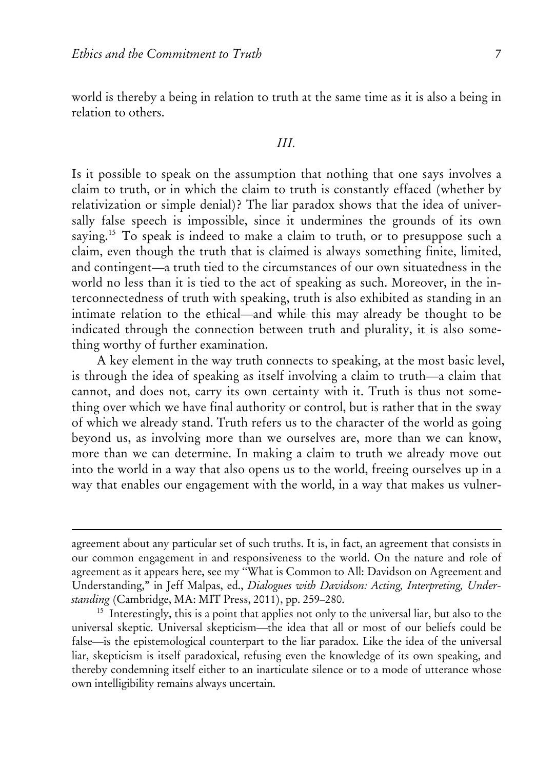world is thereby a being in relation to truth at the same time as it is also a being in relation to others.

### *III.*

Is it possible to speak on the assumption that nothing that one says involves a claim to truth, or in which the claim to truth is constantly effaced (whether by relativization or simple denial)? The liar paradox shows that the idea of universally false speech is impossible, since it undermines the grounds of its own saying.[15] To speak is indeed to make a claim to truth, or to presuppose such a claim, even though the truth that is claimed is always something finite, limited, and contingent—a truth tied to the circumstances of our own situatedness in the world no less than it is tied to the act of speaking as such. Moreover, in the interconnectedness of truth with speaking, truth is also exhibited as standing in an intimate relation to the ethical—and while this may already be thought to be indicated through the connection between truth and plurality, it is also something worthy of further examination.

A key element in the way truth connects to speaking, at the most basic level, is through the idea of speaking as itself involving a claim to truth—a claim that cannot, and does not, carry its own certainty with it. Truth is thus not something over which we have final authority or control, but is rather that in the sway of which we already stand. Truth refers us to the character of the world as going beyond us, as involving more than we ourselves are, more than we can know, more than we can determine. In making a claim to truth we already move out into the world in a way that also opens us to the world, freeing ourselves up in a way that enables our engagement with the world, in a way that makes us vulner-

---

agreement about any particular set of such truths. It is, in fact, an agreement that consists in our common engagement in and responsiveness to the world. On the nature and role of agreement as it appears here, see my "What is Common to All: Davidson on Agreement and Understanding," in Jeff Malpas, ed., *Dialogues with Davidson: Acting, Interpreting, Understanding* (Cambridge, MA: MIT Press, 2011), pp. 259–280.

[15] Interestingly, this is a point that applies not only to the universal liar, but also to the universal skeptic. Universal skepticism—the idea that all or most of our beliefs could be false—is the epistemological counterpart to the liar paradox. Like the idea of the universal liar, skepticism is itself paradoxical, refusing even the knowledge of its own speaking, and thereby condemning itself either to an inarticulate silence or to a mode of utterance whose own intelligibility remains always uncertain.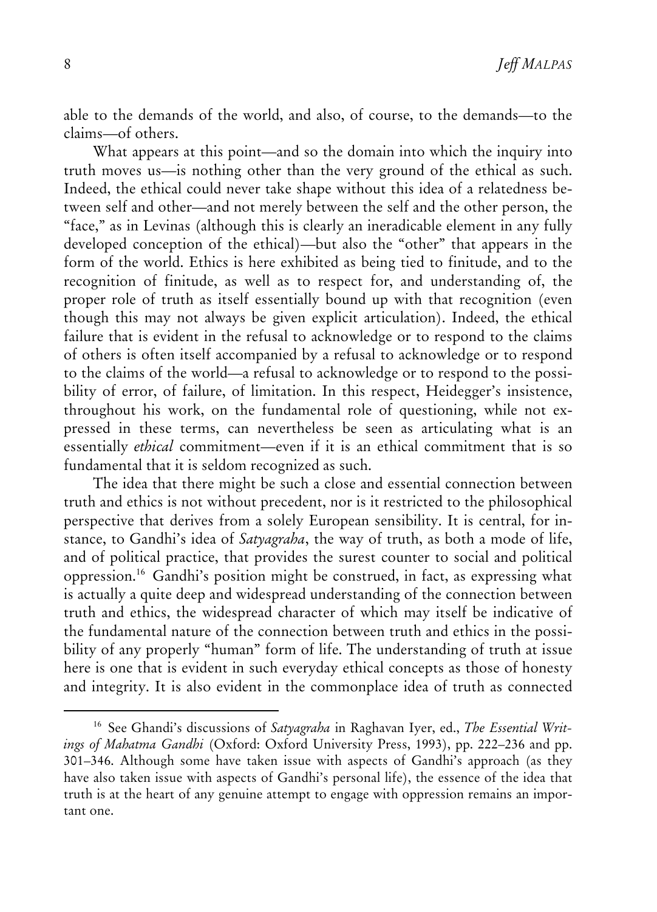able to the demands of the world, and also, of course, to the demands—to the claims—of others.

What appears at this point—and so the domain into which the inquiry into truth moves us—is nothing other than the very ground of the ethical as such. Indeed, the ethical could never take shape without this idea of a relatedness between self and other—and not merely between the self and the other person, the "face," as in Levinas (although this is clearly an ineradicable element in any fully developed conception of the ethical)—but also the "other" that appears in the form of the world. Ethics is here exhibited as being tied to finitude, and to the recognition of finitude, as well as to respect for, and understanding of, the proper role of truth as itself essentially bound up with that recognition (even though this may not always be given explicit articulation). Indeed, the ethical failure that is evident in the refusal to acknowledge or to respond to the claims of others is often itself accompanied by a refusal to acknowledge or to respond to the claims of the world—a refusal to acknowledge or to respond to the possibility of error, of failure, of limitation. In this respect, Heidegger's insistence, throughout his work, on the fundamental role of questioning, while not expressed in these terms, can nevertheless be seen as articulating what is an essentially *ethical* commitment—even if it is an ethical commitment that is so fundamental that it is seldom recognized as such.

The idea that there might be such a close and essential connection between truth and ethics is not without precedent, nor is it restricted to the philosophical perspective that derives from a solely European sensibility. It is central, for instance, to Gandhi's idea of *Satyagraha*, the way of truth, as both a mode of life, and of political practice, that provides the surest counter to social and political oppression.[16] Gandhi's position might be construed, in fact, as expressing what is actually a quite deep and widespread understanding of the connection between truth and ethics, the widespread character of which may itself be indicative of the fundamental nature of the connection between truth and ethics in the possibility of any properly "human" form of life. The understanding of truth at issue here is one that is evident in such everyday ethical concepts as those of honesty and integrity. It is also evident in the commonplace idea of truth as connected

---

[16] See Ghandi's discussions of *Satyagraha* in Raghavan Iyer, ed., *The Essential Writings of Mahatma Gandhi* (Oxford: Oxford University Press, 1993), pp. 222–236 and pp. 301–346. Although some have taken issue with aspects of Gandhi's approach (as they have also taken issue with aspects of Gandhi's personal life), the essence of the idea that truth is at the heart of any genuine attempt to engage with oppression remains an important one.